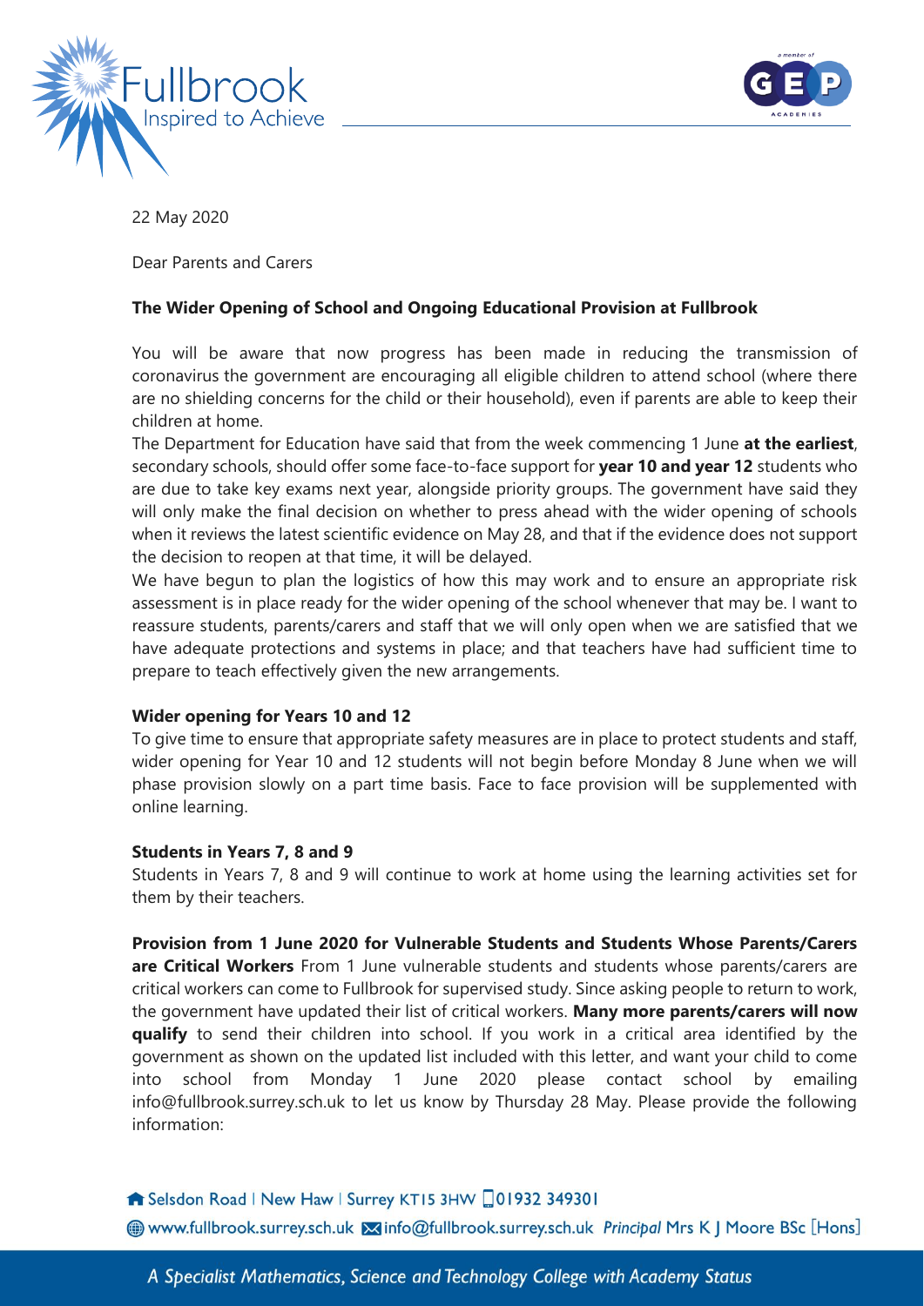22 May 2020

Dear Parents and Carers

**The Wider Opening of School and Ongoing Educational Provision at Fullbrook**

You will be aware that now progress has been made in reducing the transmission of coronavirus the government are encouraging all eligible children to attend school (where there are no shielding concerns for the child or their household), even if parents are able to keep their children at home.

The Department for Education have said that from the week commencing 1 June **at the earliest**, secondary schools, should offer some face-to-face support for **year 10 and year 12** students who are due to take key exams next year, alongside priority groups. The government have said they will only make the final decision on whether to press ahead with the wider opening of schools when it reviews the latest scientific evidence on May 28, and that if the evidence does not support the decision to reopen at that time, it will be delayed.

We have begun to plan the logistics of how this may work and to ensure an appropriate risk assessment is in place ready for the wider opening of the school whenever that may be. I want to reassure students, parents/carers and staff that we will only open when we are satisfied that we have adequate protections and systems in place; and that teachers have had sufficient time to prepare to teach effectively given the new arrangements.

**Wider opening for Years 10 and 12**

To give time to ensure that appropriate safety measures are in place to protect students and staff, wider opening for Year 10 and 12 students will not begin before Monday 8 June when we will phase provision slowly on a part time basis. Face to face provision will be supplemented with online learning.

**Students in Years 7, 8 and 9**

Students in Years 7, 8 and 9 will continue to work at home using the learning activities set for them by their teachers.

**Provision from 1 June 2020 for Vulnerable Students and Students Whose Parents/Carers are Critical Workers** From 1 June vulnerable students and students whose parents/carers are critical workers can come to Fullbrook for supervised study. Since asking people to return to work, the government have updated their list of critical workers. **Many more parents/carers will now qualify** to send their children into school. If you work in a critical area identified by the government as shown on the updated list included with this letter, and want your child to come into school from Monday 1 June 2020 please contact school by emailing info@fullbrook.surrey.sch.uk to let us know by Thursday 28 May. Please provide the following information: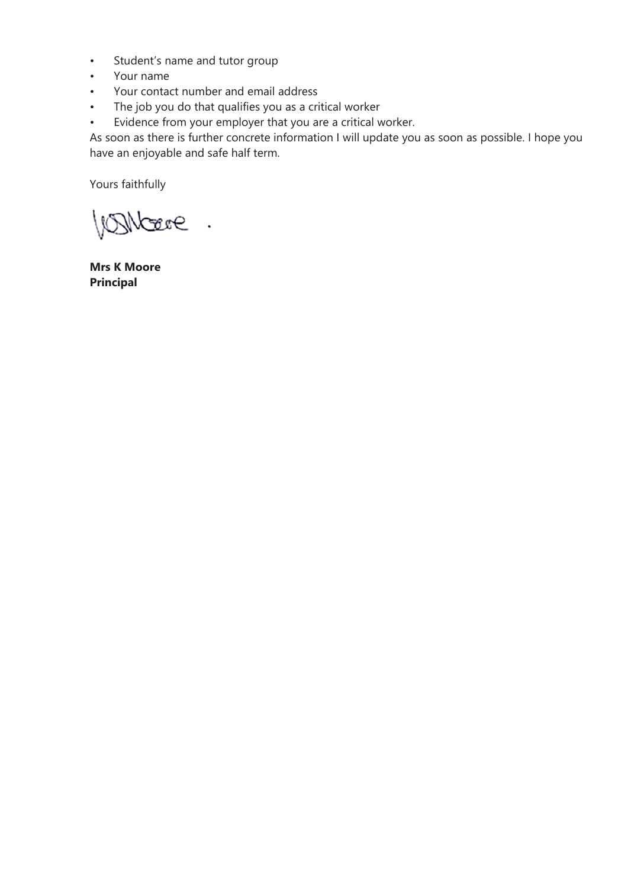- Student's name and tutor group
- Your name
- Your contact number and email address
- The job you do that qualifies you as a critical worker
- Evidence from your employer that you are a critical worker.

As soon as there is further concrete information I will update you as soon as possible. I hope you have an enjoyable and safe half term.

Yours faithfully

**Mrs K Moore**
**Principal**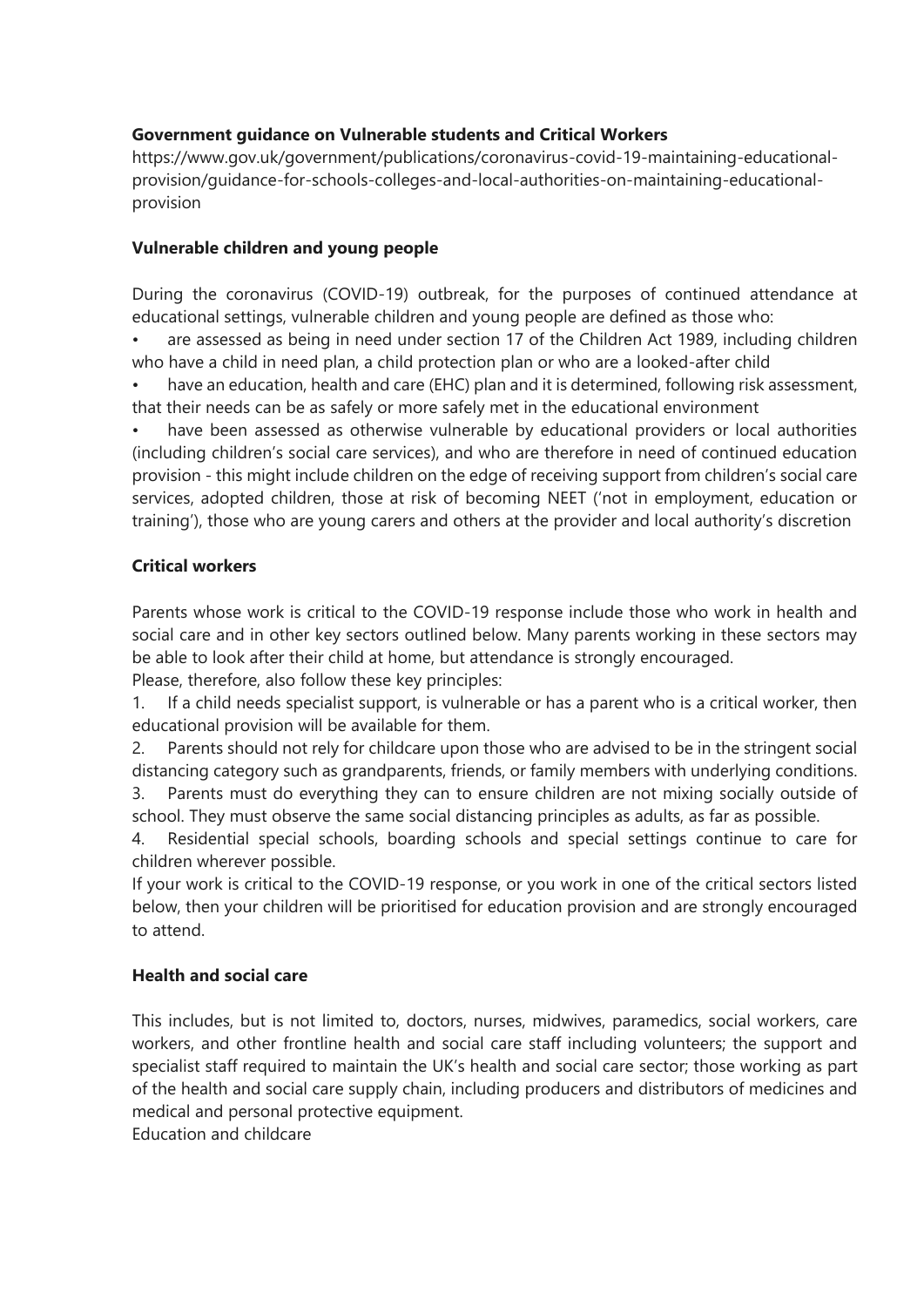**Government guidance on Vulnerable students and Critical Workers**
https://www.gov.uk/government/publications/coronavirus-covid-19-maintaining-educational-provision/guidance-for-schools-colleges-and-local-authorities-on-maintaining-educational-provision

**Vulnerable children and young people**

During the coronavirus (COVID-19) outbreak, for the purposes of continued attendance at educational settings, vulnerable children and young people are defined as those who:

- are assessed as being in need under section 17 of the Children Act 1989, including children who have a child in need plan, a child protection plan or who are a looked-after child
- have an education, health and care (EHC) plan and it is determined, following risk assessment, that their needs can be as safely or more safely met in the educational environment
- have been assessed as otherwise vulnerable by educational providers or local authorities (including children's social care services), and who are therefore in need of continued education provision - this might include children on the edge of receiving support from children's social care services, adopted children, those at risk of becoming NEET ('not in employment, education or training'), those who are young carers and others at the provider and local authority's discretion

**Critical workers**

Parents whose work is critical to the COVID-19 response include those who work in health and social care and in other key sectors outlined below. Many parents working in these sectors may be able to look after their child at home, but attendance is strongly encouraged.
Please, therefore, also follow these key principles:

1. If a child needs specialist support, is vulnerable or has a parent who is a critical worker, then educational provision will be available for them.
2. Parents should not rely for childcare upon those who are advised to be in the stringent social distancing category such as grandparents, friends, or family members with underlying conditions.
3. Parents must do everything they can to ensure children are not mixing socially outside of school. They must observe the same social distancing principles as adults, as far as possible.
4. Residential special schools, boarding schools and special settings continue to care for children wherever possible.

If your work is critical to the COVID-19 response, or you work in one of the critical sectors listed below, then your children will be prioritised for education provision and are strongly encouraged to attend.

**Health and social care**

This includes, but is not limited to, doctors, nurses, midwives, paramedics, social workers, care workers, and other frontline health and social care staff including volunteers; the support and specialist staff required to maintain the UK's health and social care sector; those working as part of the health and social care supply chain, including producers and distributors of medicines and medical and personal protective equipment.
Education and childcare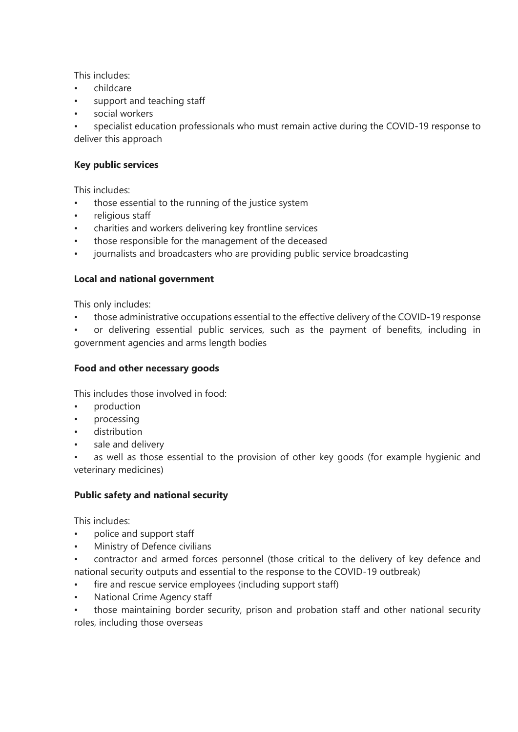This includes:

- childcare
- support and teaching staff
- social workers
- specialist education professionals who must remain active during the COVID-19 response to deliver this approach

**Key public services**

This includes:

- those essential to the running of the justice system
- religious staff
- charities and workers delivering key frontline services
- those responsible for the management of the deceased
- journalists and broadcasters who are providing public service broadcasting

**Local and national government**

This only includes:

- those administrative occupations essential to the effective delivery of the COVID-19 response
- or delivering essential public services, such as the payment of benefits, including in government agencies and arms length bodies

**Food and other necessary goods**

This includes those involved in food:

- production
- processing
- distribution
- sale and delivery
- as well as those essential to the provision of other key goods (for example hygienic and veterinary medicines)

**Public safety and national security**

This includes:

- police and support staff
- Ministry of Defence civilians
- contractor and armed forces personnel (those critical to the delivery of key defence and national security outputs and essential to the response to the COVID-19 outbreak)
- fire and rescue service employees (including support staff)
- National Crime Agency staff
- those maintaining border security, prison and probation staff and other national security roles, including those overseas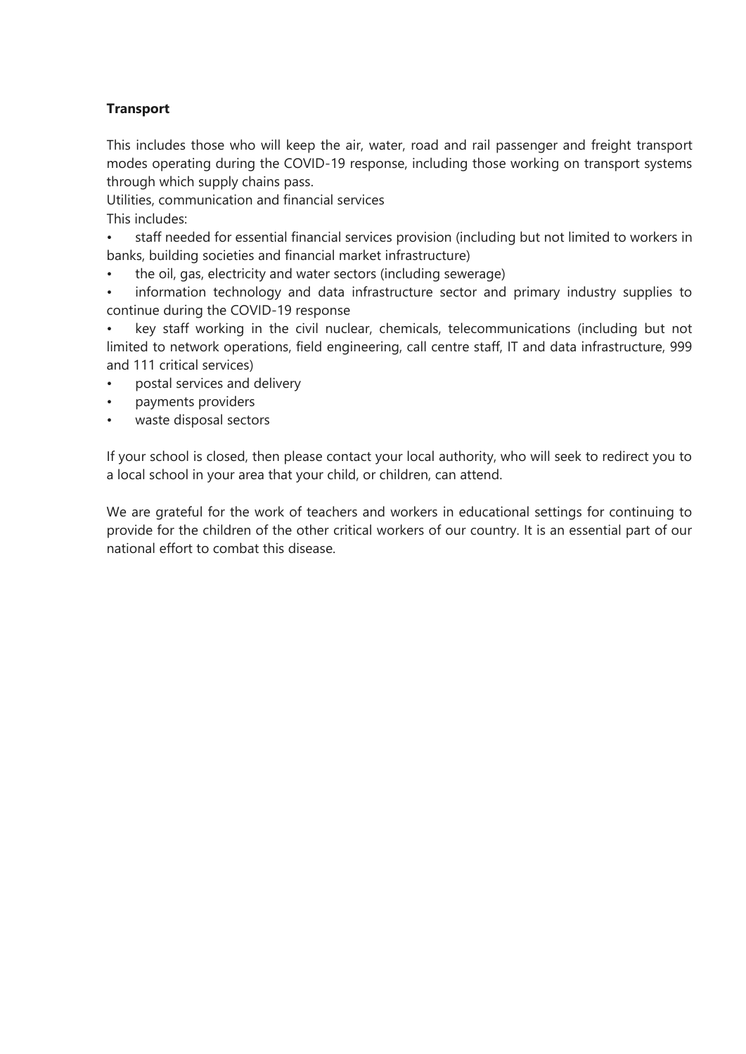**Transport**

This includes those who will keep the air, water, road and rail passenger and freight transport modes operating during the COVID-19 response, including those working on transport systems through which supply chains pass.

Utilities, communication and financial services

This includes:

- staff needed for essential financial services provision (including but not limited to workers in banks, building societies and financial market infrastructure)
- the oil, gas, electricity and water sectors (including sewerage)
- information technology and data infrastructure sector and primary industry supplies to continue during the COVID-19 response
- key staff working in the civil nuclear, chemicals, telecommunications (including but not limited to network operations, field engineering, call centre staff, IT and data infrastructure, 999 and 111 critical services)
- postal services and delivery
- payments providers
- waste disposal sectors

If your school is closed, then please contact your local authority, who will seek to redirect you to a local school in your area that your child, or children, can attend.

We are grateful for the work of teachers and workers in educational settings for continuing to provide for the children of the other critical workers of our country. It is an essential part of our national effort to combat this disease.